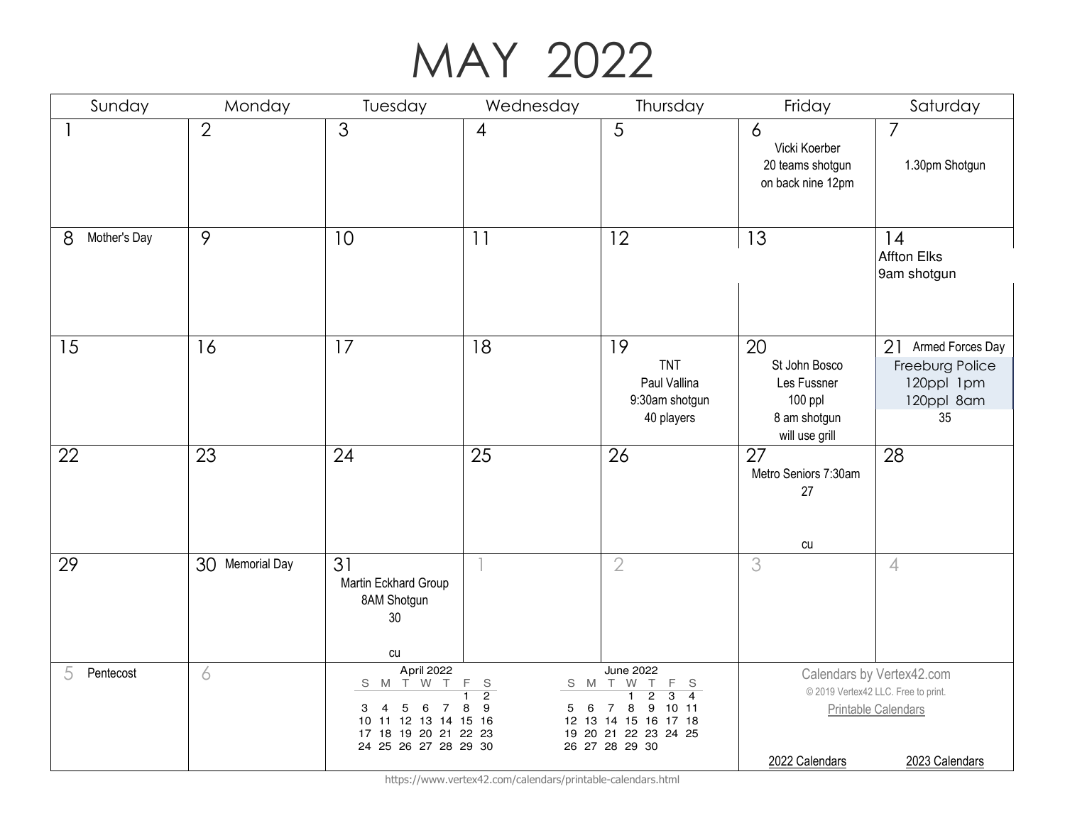# MAY 2022

| Sunday | Monday | Tuesday | Wednesday | Thursday | Friday | Saturday |
|---|---|---|---|---|---|---|
| 1 | 2 | 3 | 4 | 5 | 6 Vicki Koerber 20 teams shotgun on back nine 12pm | 7 1.30pm Shotgun |
| 8 Mother's Day | 9 | 10 | 11 | 12 | 13 | 14 Affton Elks 9am shotgun |
| 15 | 16 | 17 | 18 | 19 TNT Paul Vallina 9:30am shotgun 40 players | 20 St John Bosco Les Fussner 100 ppl 8 am shotgun will use grill | 21 Armed Forces Day Freeburg Police 120ppl 1pm 120ppl 8am 35 |
| 22 | 23 | 24 | 25 | 26 | 27 Metro Seniors 7:30am 27 cu | 28 |
| 29 | 30 Memorial Day | 31 Martin Eckhard Group 8AM Shotgun 30 cu | 1 | 2 | 3 | 4 |
| 5 Pentecost | 6 | | | | | |

**April 2022**

| S | M | T | W | T | F | S |
|---|---|---|---|---|---|---|
| | | | | | 1 | 2 |
| 3 | 4 | 5 | 6 | 7 | 8 | 9 |
| 10 | 11 | 12 | 13 | 14 | 15 | 16 |
| 17 | 18 | 19 | 20 | 21 | 22 | 23 |
| 24 | 25 | 26 | 27 | 28 | 29 | 30 |

**June 2022**

| S | M | T | W | T | F | S |
|---|---|---|---|---|---|---|
| | | | 1 | 2 | 3 | 4 |
| 5 | 6 | 7 | 8 | 9 | 10 | 11 |
| 12 | 13 | 14 | 15 | 16 | 17 | 18 |
| 19 | 20 | 21 | 22 | 23 | 24 | 25 |
| 26 | 27 | 28 | 29 | 30 | | |

Calendars by Vertex42.com

© 2019 Vertex42 LLC. Free to print.

Printable Calendars

2022 Calendars 2023 Calendars

https://www.vertex42.com/calendars/printable-calendars.html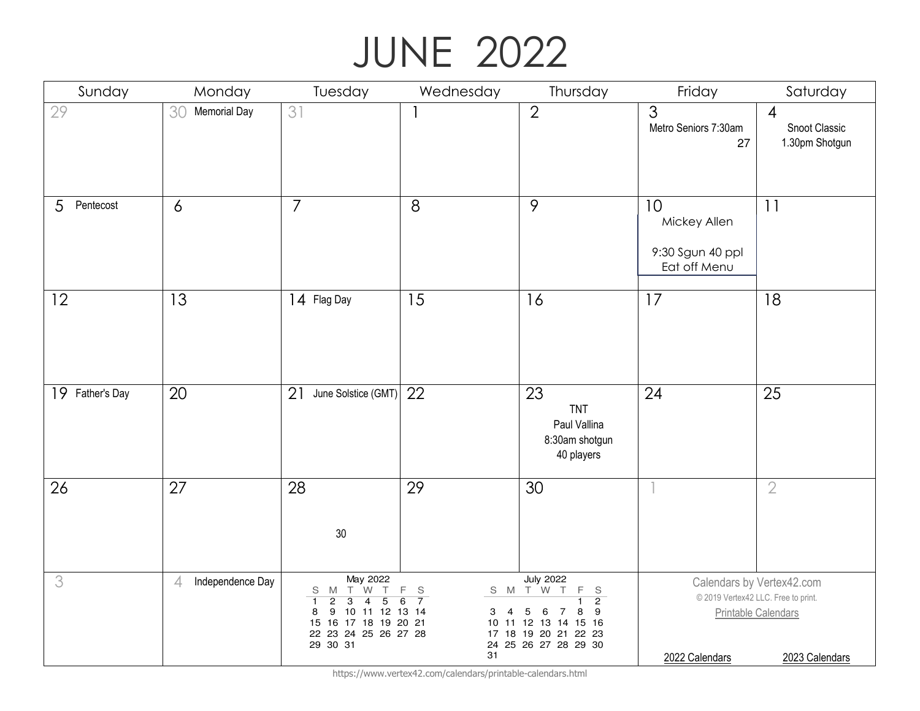# JUNE 2022

| Sunday | Monday | Tuesday | Wednesday | Thursday | Friday | Saturday |
|---|---|---|---|---|---|---|
| 29 | 30 Memorial Day | 31 | 1 | 2 | 3 Metro Seniors 7:30am 27 | 4 Snoot Classic 1.30pm Shotgun |
| 5 Pentecost | 6 | 7 | 8 | 9 | 10 Mickey Allen 9:30 Sgun 40 ppl Eat off Menu | 11 |
| 12 | 13 | 14 Flag Day | 15 | 16 | 17 | 18 |
| 19 Father's Day | 20 | 21 June Solstice (GMT) | 22 | 23 TNT Paul Vallina 8:30am shotgun 40 players | 24 | 25 |
| 26 | 27 | 28 30 | 29 | 30 | 1 | 2 |
| 3 | 4 Independence Day | | | | | |

May 2022

| S | M | T | W | T | F | S |
|---|---|---|---|---|---|---|
| 1 | 2 | 3 | 4 | 5 | 6 | 7 |
| 8 | 9 | 10 | 11 | 12 | 13 | 14 |
| 15 | 16 | 17 | 18 | 19 | 20 | 21 |
| 22 | 23 | 24 | 25 | 26 | 27 | 28 |
| 29 | 30 | 31 | | | | |

July 2022

| S | M | T | W | T | F | S |
|---|---|---|---|---|---|---|
| | | | | | 1 | 2 |
| 3 | 4 | 5 | 6 | 7 | 8 | 9 |
| 10 | 11 | 12 | 13 | 14 | 15 | 16 |
| 17 | 18 | 19 | 20 | 21 | 22 | 23 |
| 24 | 25 | 26 | 27 | 28 | 29 | 30 |
| 31 | | | | | | |

Calendars by Vertex42.com

© 2019 Vertex42 LLC. Free to print.

Printable Calendars

2022 Calendars 2023 Calendars

https://www.vertex42.com/calendars/printable-calendars.html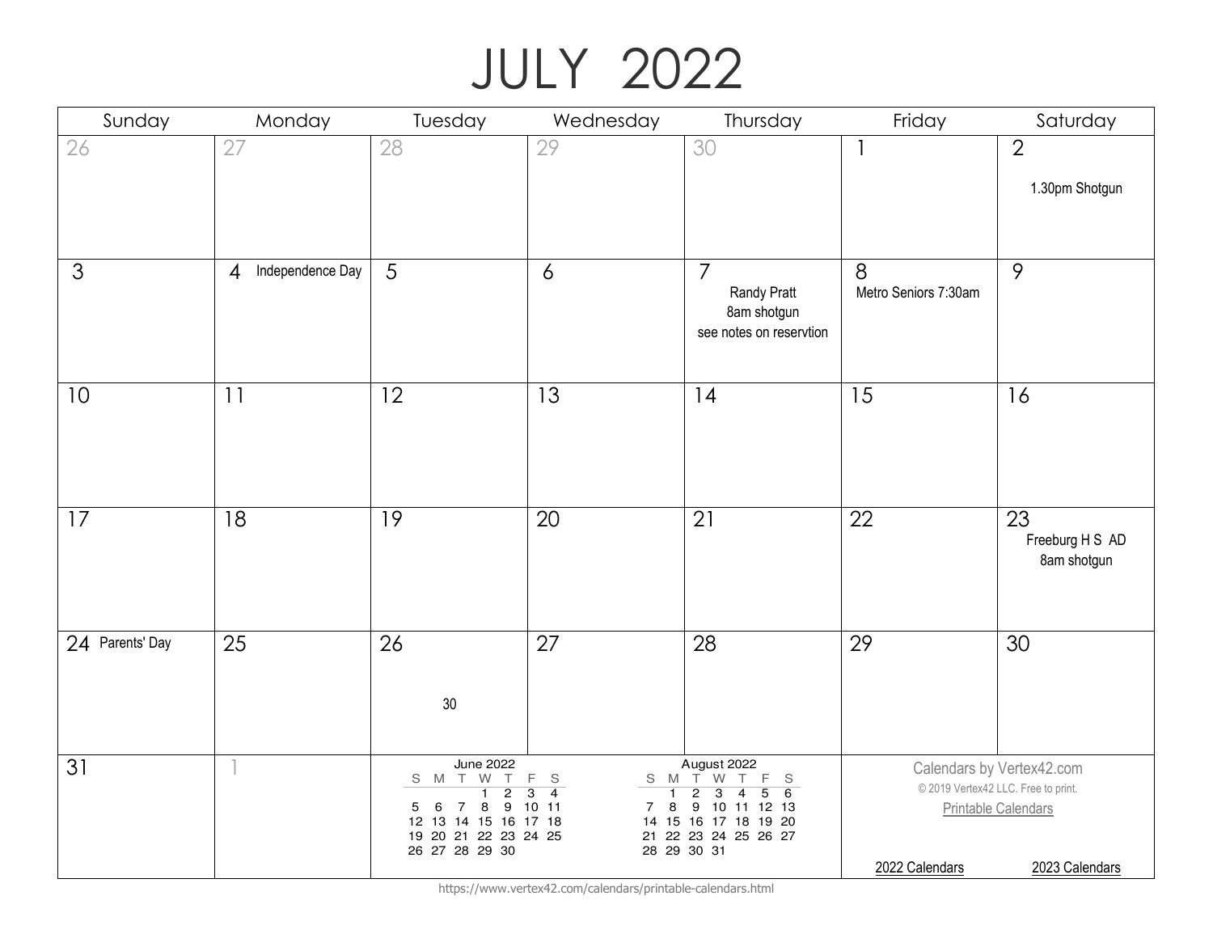# JULY 2022

| Sunday | Monday | Tuesday | Wednesday | Thursday | Friday | Saturday |
|---|---|---|---|---|---|---|
| 26 | 27 | 28 | 29 | 30 | 1 | 2<br>1.30pm Shotgun |
| 3 | 4 Independence Day | 5 | 6 | 7<br>Randy Pratt<br>8am shotgun<br>see notes on reservtion | 8<br>Metro Seniors 7:30am | 9 |
| 10 | 11 | 12 | 13 | 14 | 15 | 16 |
| 17 | 18 | 19 | 20 | 21 | 22 | 23<br>Freeburg H S AD<br>8am shotgun |
| 24 Parents' Day | 25 | 26<br>30 | 27 | 28 | 29 | 30 |
| 31 | 1 | | | | | |

**June 2022**

| S | M | T | W | T | F | S |
|---|---|---|---|---|---|---|
| | | | 1 | 2 | 3 | 4 |
| 5 | 6 | 7 | 8 | 9 | 10 | 11 |
| 12 | 13 | 14 | 15 | 16 | 17 | 18 |
| 19 | 20 | 21 | 22 | 23 | 24 | 25 |
| 26 | 27 | 28 | 29 | 30 | | |

**August 2022**

| S | M | T | W | T | F | S |
|---|---|---|---|---|---|---|
| | 1 | 2 | 3 | 4 | 5 | 6 |
| 7 | 8 | 9 | 10 | 11 | 12 | 13 |
| 14 | 15 | 16 | 17 | 18 | 19 | 20 |
| 21 | 22 | 23 | 24 | 25 | 26 | 27 |
| 28 | 29 | 30 | 31 | | | |

Calendars by Vertex42.com

© 2019 Vertex42 LLC. Free to print.

Printable Calendars

2022 Calendars

2023 Calendars

https://www.vertex42.com/calendars/printable-calendars.html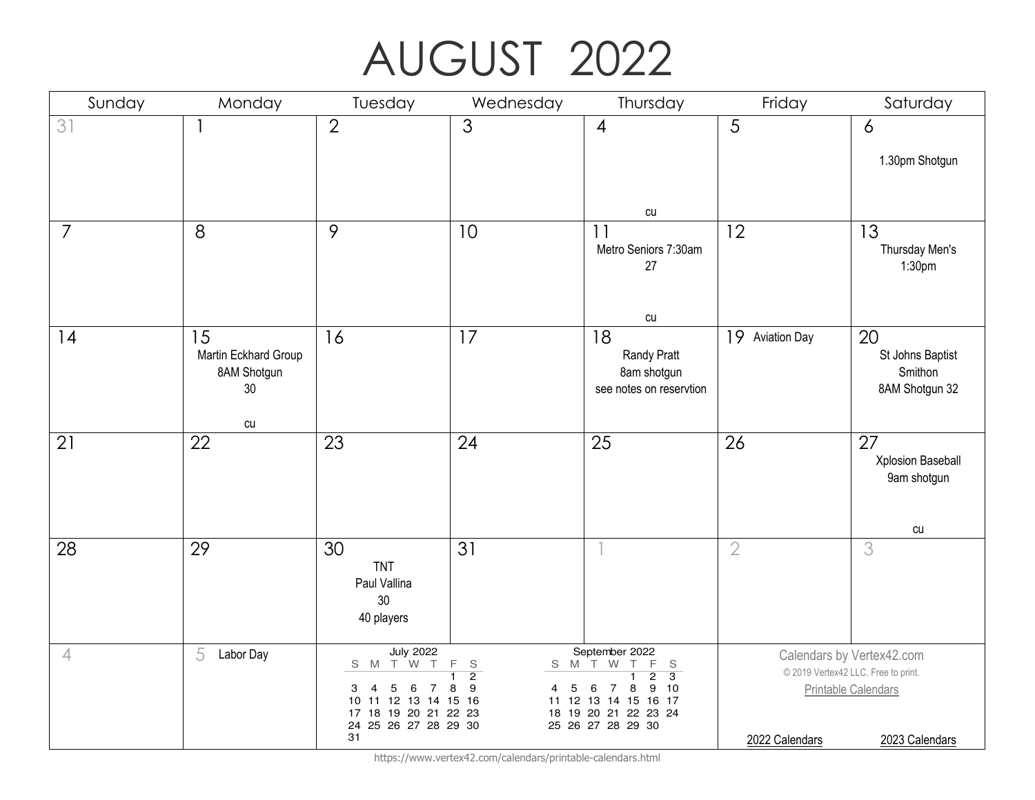# AUGUST 2022

| Sunday | Monday | Tuesday | Wednesday | Thursday | Friday | Saturday |
|---|---|---|---|---|---|---|
| 31 | 1 | 2 | 3 | 4<br><br>cu | 5 | 6<br>1.30pm Shotgun |
| 7 | 8 | 9 | 10 | 11<br>Metro Seniors 7:30am<br>27<br><br>cu | 12 | 13<br>Thursday Men's<br>1:30pm |
| 14 | 15<br>Martin Eckhard Group<br>8AM Shotgun<br>30<br><br>cu | 16 | 17 | 18<br>Randy Pratt<br>8am shotgun<br>see notes on reservtion | 19 Aviation Day | 20<br>St Johns Baptist<br>Smithon<br>8AM Shotgun 32 |
| 21 | 22 | 23 | 24 | 25 | 26 | 27<br>Xplosion Baseball<br>9am shotgun<br><br>cu |
| 28 | 29 | 30<br>TNT<br>Paul Vallina<br>30<br>40 players | 31 | 1 | 2 | 3 |
| 4 | 5 Labor Day | | | | | |

**July 2022**

| S | M | T | W | T | F | S |
|---|---|---|---|---|---|---|
| | | | | | 1 | 2 |
| 3 | 4 | 5 | 6 | 7 | 8 | 9 |
| 10 | 11 | 12 | 13 | 14 | 15 | 16 |
| 17 | 18 | 19 | 20 | 21 | 22 | 23 |
| 24 | 25 | 26 | 27 | 28 | 29 | 30 |
| 31 | | | | | | |

**September 2022**

| S | M | T | W | T | F | S |
|---|---|---|---|---|---|---|
| | | | | 1 | 2 | 3 |
| 4 | 5 | 6 | 7 | 8 | 9 | 10 |
| 11 | 12 | 13 | 14 | 15 | 16 | 17 |
| 18 | 19 | 20 | 21 | 22 | 23 | 24 |
| 25 | 26 | 27 | 28 | 29 | 30 | |

Calendars by Vertex42.com
© 2019 Vertex42 LLC. Free to print.
Printable Calendars

2022 Calendars    2023 Calendars

https://www.vertex42.com/calendars/printable-calendars.html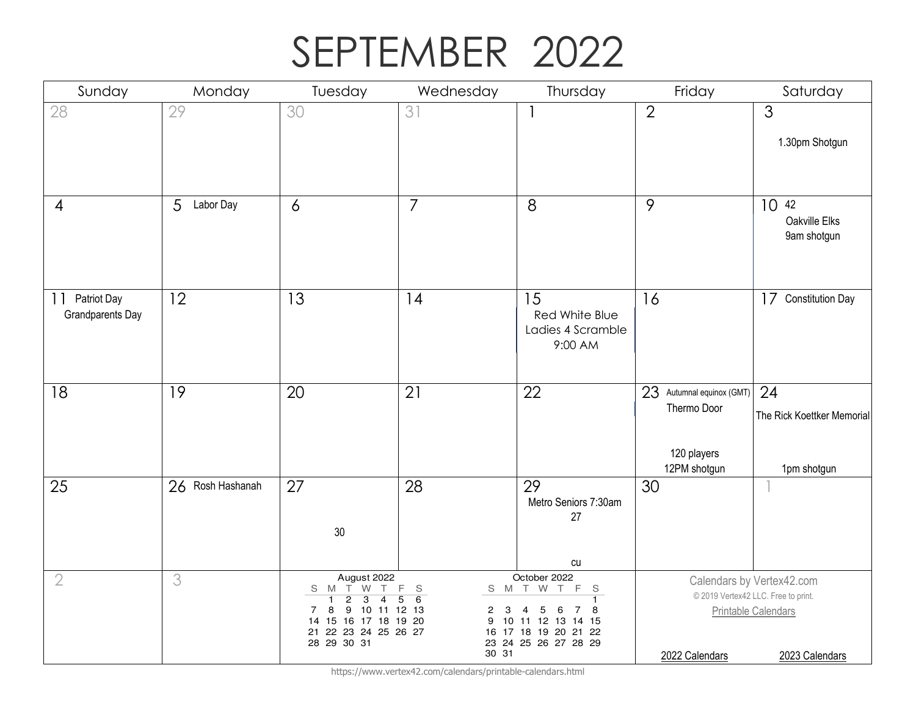# SEPTEMBER 2022

| Sunday | Monday | Tuesday | Wednesday | Thursday | Friday | Saturday |
|---|---|---|---|---|---|---|
| 28 | 29 | 30 | 31 | 1 | 2 | 3<br>1.30pm Shotgun |
| 4 | 5 Labor Day | 6 | 7 | 8 | 9 | 10 42<br>Oakville Elks<br>9am shotgun |
| 11 Patriot Day<br>Grandparents Day | 12 | 13 | 14 | 15<br>Red White Blue<br>Ladies 4 Scramble<br>9:00 AM | 16 | 17 Constitution Day |
| 18 | 19 | 20 | 21 | 22 | 23 Autumnal equinox (GMT)<br>Thermo Door<br>120 players<br>12PM shotgun | 24<br>The Rick Koettker Memorial<br>1pm shotgun |
| 25 | 26 Rosh Hashanah | 27<br>30 | 28 | 29<br>Metro Seniors 7:30am<br>27<br>cu | 30 | 1 |
| 2 | 3 | | | | | |

**August 2022**

| S | M | T | W | T | F | S |
|---|---|---|---|---|---|---|
| | 1 | 2 | 3 | 4 | 5 | 6 |
| 7 | 8 | 9 | 10 | 11 | 12 | 13 |
| 14 | 15 | 16 | 17 | 18 | 19 | 20 |
| 21 | 22 | 23 | 24 | 25 | 26 | 27 |
| 28 | 29 | 30 | 31 | | | |

**October 2022**

| S | M | T | W | T | F | S |
|---|---|---|---|---|---|---|
| | | | | | | 1 |
| 2 | 3 | 4 | 5 | 6 | 7 | 8 |
| 9 | 10 | 11 | 12 | 13 | 14 | 15 |
| 16 | 17 | 18 | 19 | 20 | 21 | 22 |
| 23 | 24 | 25 | 26 | 27 | 28 | 29 |
| 30 | 31 | | | | | |

Calendars by Vertex42.com
© 2019 Vertex42 LLC. Free to print.
Printable Calendars

2022 Calendars 2023 Calendars

https://www.vertex42.com/calendars/printable-calendars.html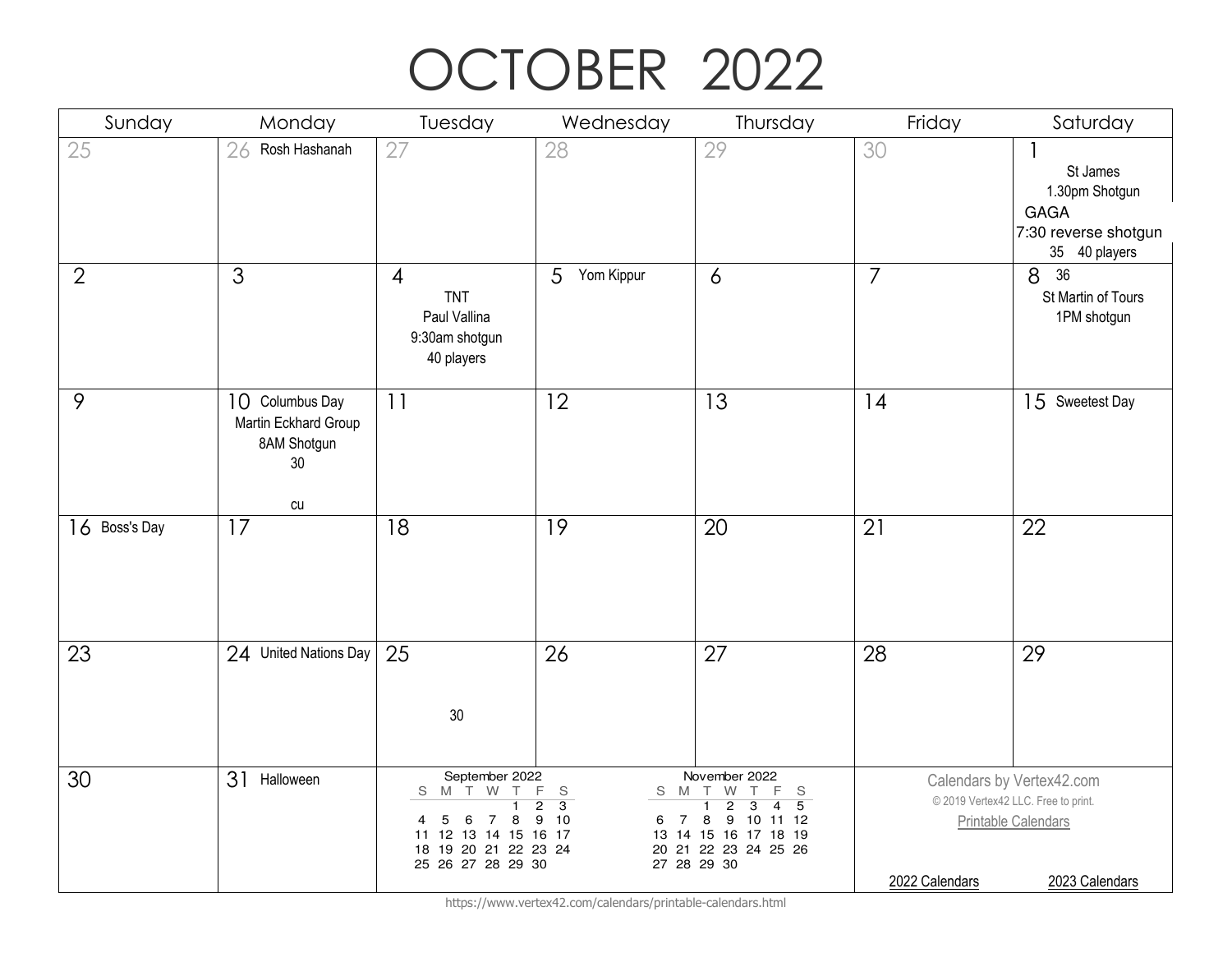# OCTOBER 2022

| Sunday | Monday | Tuesday | Wednesday | Thursday | Friday | Saturday |
|---|---|---|---|---|---|---|
| 25 | 26 Rosh Hashanah | 27 | 28 | 29 | 30 | 1 St James 1.30pm Shotgun GAGA 7:30 reverse shotgun 35 40 players |
| 2 | 3 | 4 TNT Paul Vallina 9:30am shotgun 40 players | 5 Yom Kippur | 6 | 7 | 8 36 St Martin of Tours 1PM shotgun |
| 9 | 10 Columbus Day Martin Eckhard Group 8AM Shotgun 30 cu | 11 | 12 | 13 | 14 | 15 Sweetest Day |
| 16 Boss's Day | 17 | 18 | 19 | 20 | 21 | 22 |
| 23 | 24 United Nations Day | 25 30 | 26 | 27 | 28 | 29 |
| 30 | 31 Halloween | | | | | |

**September 2022**

| S | M | T | W | T | F | S |
|---|---|---|---|---|---|---|
| | | | | 1 | 2 | 3 |
| 4 | 5 | 6 | 7 | 8 | 9 | 10 |
| 11 | 12 | 13 | 14 | 15 | 16 | 17 |
| 18 | 19 | 20 | 21 | 22 | 23 | 24 |
| 25 | 26 | 27 | 28 | 29 | 30 | |

**November 2022**

| S | M | T | W | T | F | S |
|---|---|---|---|---|---|---|
| | | 1 | 2 | 3 | 4 | 5 |
| 6 | 7 | 8 | 9 | 10 | 11 | 12 |
| 13 | 14 | 15 | 16 | 17 | 18 | 19 |
| 20 | 21 | 22 | 23 | 24 | 25 | 26 |
| 27 | 28 | 29 | 30 | | | |

Calendars by Vertex42.com

© 2019 Vertex42 LLC. Free to print.

Printable Calendars

2022 Calendars 2023 Calendars

https://www.vertex42.com/calendars/printable-calendars.html